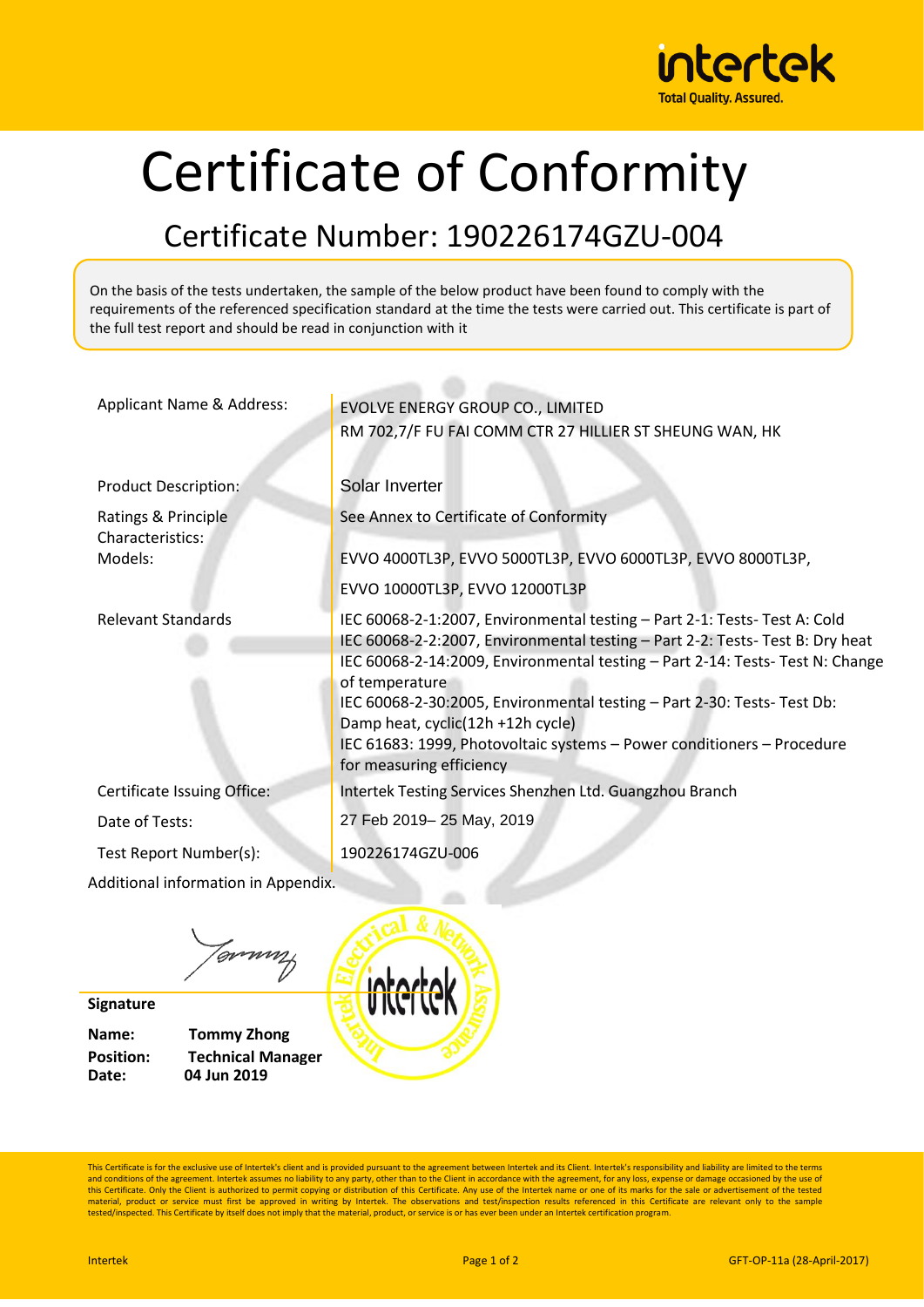# Certificate of Conformity

## Certificate Number: 190226174GZU-004

On the basis of the tests undertaken, the sample of the below product have been found to comply with the requirements of the referenced specification standard at the time the tests were carried out. This certificate is part of the full test report and should be read in conjunction with it

| | |
|---|---|
| Applicant Name & Address: | EVOLVE ENERGY GROUP CO., LIMITED<br>RM 702,7/F FU FAI COMM CTR 27 HILLIER ST SHEUNG WAN, HK |
| Product Description: | Solar Inverter |
| Ratings & Principle Characteristics: | See Annex to Certificate of Conformity |
| Models: | EVVO 4000TL3P, EVVO 5000TL3P, EVVO 6000TL3P, EVVO 8000TL3P,<br>EVVO 10000TL3P, EVVO 12000TL3P |
| Relevant Standards | IEC 60068-2-1:2007, Environmental testing – Part 2-1: Tests- Test A: Cold<br>IEC 60068-2-2:2007, Environmental testing – Part 2-2: Tests- Test B: Dry heat<br>IEC 60068-2-14:2009, Environmental testing – Part 2-14: Tests- Test N: Change of temperature<br>IEC 60068-2-30:2005, Environmental testing – Part 2-30: Tests- Test Db: Damp heat, cyclic(12h +12h cycle)<br>IEC 61683: 1999, Photovoltaic systems – Power conditioners – Procedure for measuring efficiency |
| Certificate Issuing Office: | Intertek Testing Services Shenzhen Ltd. Guangzhou Branch |
| Date of Tests: | 27 Feb 2019– 25 May, 2019 |
| Test Report Number(s): | 190226174GZU-006 |

Additional information in Appendix.

**Signature**

**Name:** **Tommy Zhong**
**Position:** **Technical Manager**
**Date:** **04 Jun 2019**

This Certificate is for the exclusive use of Intertek's client and is provided pursuant to the agreement between Intertek and its Client. Intertek's responsibility and liability are limited to the terms and conditions of the agreement. Intertek assumes no liability to any party, other than to the Client in accordance with the agreement, for any loss, expense or damage occasioned by the use of this Certificate. Only the Client is authorized to permit copying or distribution of this Certificate. Any use of the Intertek name or one of its marks for the sale or advertisement of the tested material, product or service must first be approved in writing by Intertek. The observations and test/inspection results referenced in this Certificate are relevant only to the sample tested/inspected. This Certificate by itself does not imply that the material, product, or service is or has ever been under an Intertek certification program.

GFT-OP-11a (28-April-2017)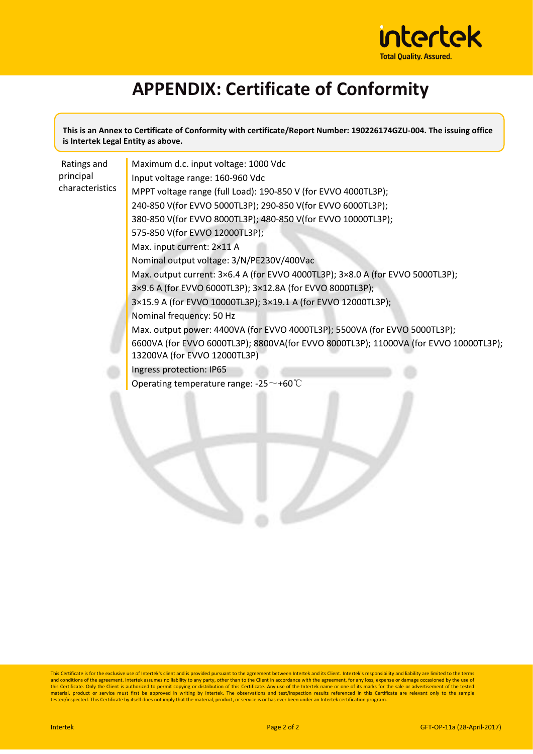# APPENDIX: Certificate of Conformity

**This is an Annex to Certificate of Conformity with certificate/Report Number: 190226174GZU-004. The issuing office is Intertek Legal Entity as above.**

| | |
|---|---|
| Ratings and principal characteristics | Maximum d.c. input voltage: 1000 Vdc<br>Input voltage range: 160-960 Vdc<br>MPPT voltage range (full Load): 190-850 V (for EVVO 4000TL3P); 240-850 V(for EVVO 5000TL3P); 290-850 V(for EVVO 6000TL3P); 380-850 V(for EVVO 8000TL3P); 480-850 V(for EVVO 10000TL3P); 575-850 V(for EVVO 12000TL3P);<br>Max. input current: 2×11 A<br>Nominal output voltage: 3/N/PE230V/400Vac<br>Max. output current: 3×6.4 A (for EVVO 4000TL3P); 3×8.0 A (for EVVO 5000TL3P); 3×9.6 A (for EVVO 6000TL3P); 3×12.8A (for EVVO 8000TL3P); 3×15.9 A (for EVVO 10000TL3P); 3×19.1 A (for EVVO 12000TL3P);<br>Nominal frequency: 50 Hz<br>Max. output power: 4400VA (for EVVO 4000TL3P); 5500VA (for EVVO 5000TL3P); 6600VA (for EVVO 6000TL3P); 8800VA(for EVVO 8000TL3P); 11000VA (for EVVO 10000TL3P); 13200VA (for EVVO 12000TL3P)<br>Ingress protection: IP65<br>Operating temperature range: -25～+60℃ |

This Certificate is for the exclusive use of Intertek's client and is provided pursuant to the agreement between Intertek and its Client. Intertek's responsibility and liability are limited to the terms and conditions of the agreement. Intertek assumes no liability to any party, other than to the Client in accordance with the agreement, for any loss, expense or damage occasioned by the use of this Certificate. Only the Client is authorized to permit copying or distribution of this Certificate. Any use of the Intertek name or one of its marks for the sale or advertisement of the tested material, product or service must first be approved in writing by Intertek. The observations and test/inspection results referenced in this Certificate are relevant only to the sample tested/inspected. This Certificate by itself does not imply that the material, product, or service is or has ever been under an Intertek certification program.

Intertek

GFT-OP-11a (28-April-2017)